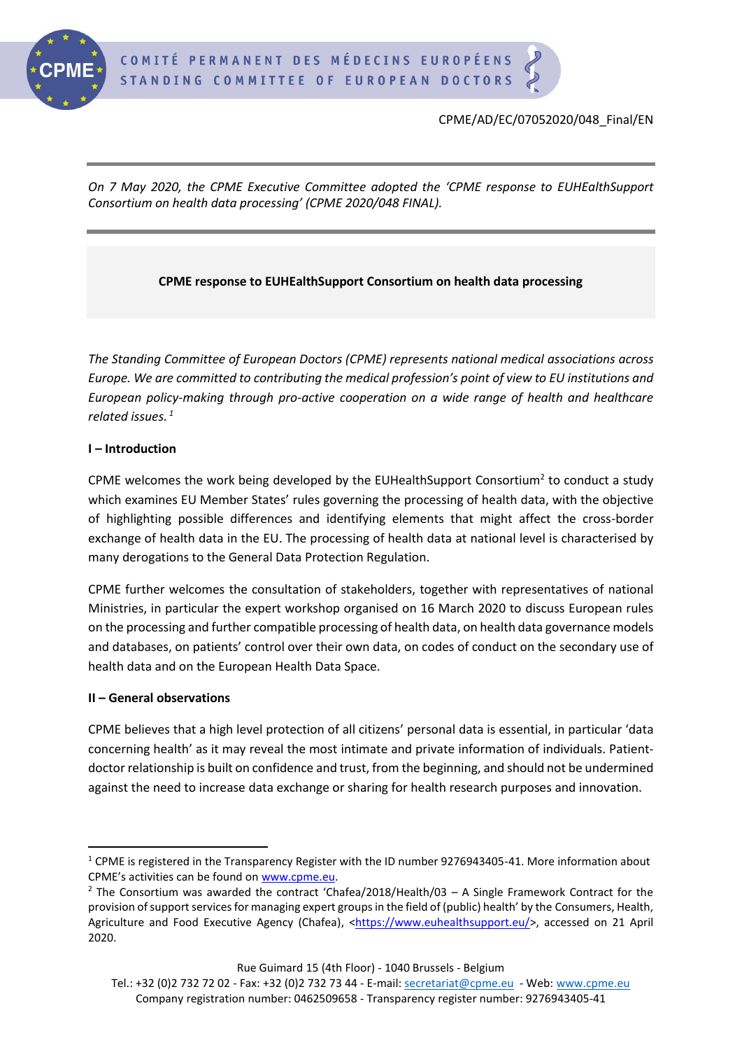CPME/AD/EC/07052020/048_Final/EN

*On 7 May 2020, the CPME Executive Committee adopted the 'CPME response to EUHEalthSupport Consortium on health data processing' (CPME 2020/048 FINAL).*

**CPME response to EUHEalthSupport Consortium on health data processing**

*The Standing Committee of European Doctors (CPME) represents national medical associations across Europe. We are committed to contributing the medical profession's point of view to EU institutions and European policy-making through pro-active cooperation on a wide range of health and healthcare related issues.* [1]

## I – Introduction

CPME welcomes the work being developed by the EUHealthSupport Consortium[2] to conduct a study which examines EU Member States' rules governing the processing of health data, with the objective of highlighting possible differences and identifying elements that might affect the cross-border exchange of health data in the EU. The processing of health data at national level is characterised by many derogations to the General Data Protection Regulation.

CPME further welcomes the consultation of stakeholders, together with representatives of national Ministries, in particular the expert workshop organised on 16 March 2020 to discuss European rules on the processing and further compatible processing of health data, on health data governance models and databases, on patients' control over their own data, on codes of conduct on the secondary use of health data and on the European Health Data Space.

## II – General observations

CPME believes that a high level protection of all citizens' personal data is essential, in particular 'data concerning health' as it may reveal the most intimate and private information of individuals. Patient-doctor relationship is built on confidence and trust, from the beginning, and should not be undermined against the need to increase data exchange or sharing for health research purposes and innovation.

---

[1] CPME is registered in the Transparency Register with the ID number 9276943405-41. More information about CPME's activities can be found on www.cpme.eu.

[2] The Consortium was awarded the contract 'Chafea/2018/Health/03 – A Single Framework Contract for the provision of support services for managing expert groups in the field of (public) health' by the Consumers, Health, Agriculture and Food Executive Agency (Chafea), <https://www.euhealthsupport.eu/>, accessed on 21 April 2020.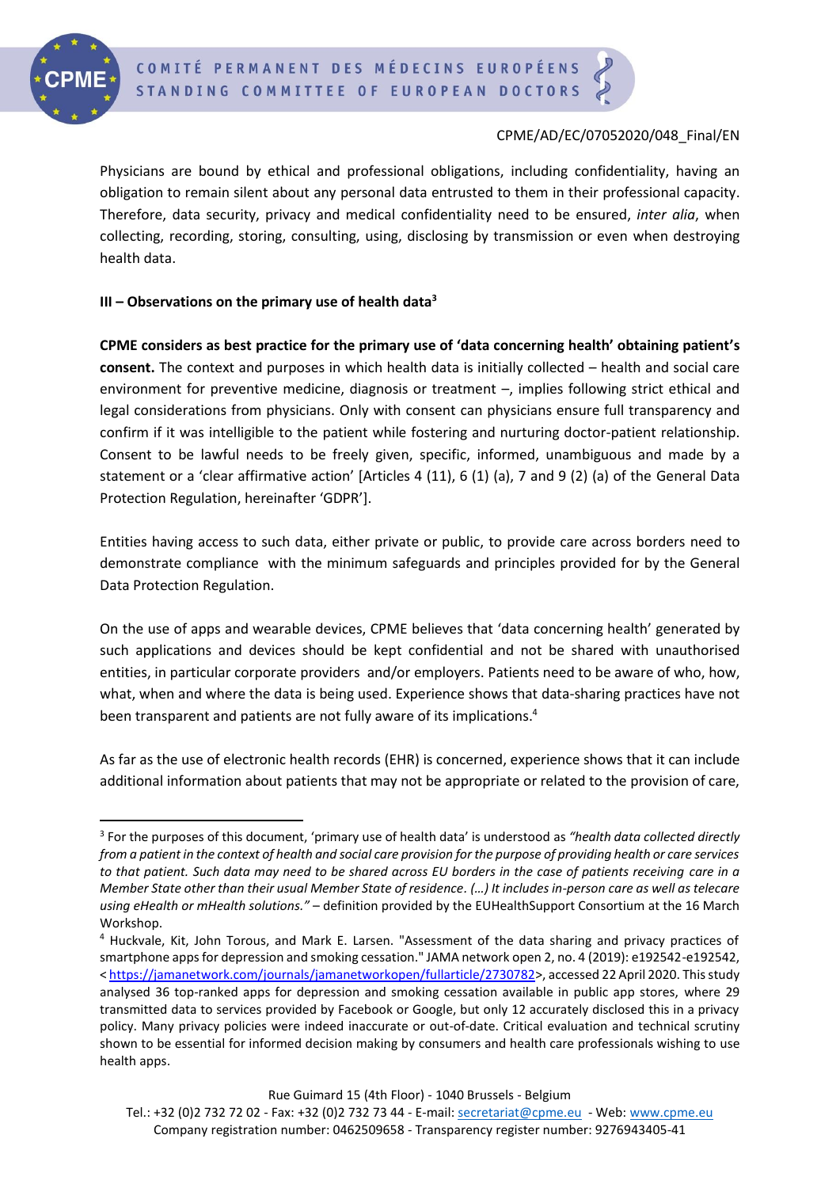Physicians are bound by ethical and professional obligations, including confidentiality, having an obligation to remain silent about any personal data entrusted to them in their professional capacity. Therefore, data security, privacy and medical confidentiality need to be ensured, *inter alia*, when collecting, recording, storing, consulting, using, disclosing by transmission or even when destroying health data.

### III – Observations on the primary use of health data[3]

**CPME considers as best practice for the primary use of 'data concerning health' obtaining patient's consent.** The context and purposes in which health data is initially collected – health and social care environment for preventive medicine, diagnosis or treatment –, implies following strict ethical and legal considerations from physicians. Only with consent can physicians ensure full transparency and confirm if it was intelligible to the patient while fostering and nurturing doctor-patient relationship. Consent to be lawful needs to be freely given, specific, informed, unambiguous and made by a statement or a 'clear affirmative action' [Articles 4 (11), 6 (1) (a), 7 and 9 (2) (a) of the General Data Protection Regulation, hereinafter 'GDPR'].

Entities having access to such data, either private or public, to provide care across borders need to demonstrate compliance with the minimum safeguards and principles provided for by the General Data Protection Regulation.

On the use of apps and wearable devices, CPME believes that 'data concerning health' generated by such applications and devices should be kept confidential and not be shared with unauthorised entities, in particular corporate providers and/or employers. Patients need to be aware of who, how, what, when and where the data is being used. Experience shows that data-sharing practices have not been transparent and patients are not fully aware of its implications.[4]

As far as the use of electronic health records (EHR) is concerned, experience shows that it can include additional information about patients that may not be appropriate or related to the provision of care,

---

[3] For the purposes of this document, 'primary use of health data' is understood as *"health data collected directly from a patient in the context of health and social care provision for the purpose of providing health or care services to that patient. Such data may need to be shared across EU borders in the case of patients receiving care in a Member State other than their usual Member State of residence. (…) It includes in-person care as well as telecare using eHealth or mHealth solutions."* – definition provided by the EUHealthSupport Consortium at the 16 March Workshop.

[4] Huckvale, Kit, John Torous, and Mark E. Larsen. "Assessment of the data sharing and privacy practices of smartphone apps for depression and smoking cessation." JAMA network open 2, no. 4 (2019): e192542-e192542, <https://jamanetwork.com/journals/jamanetworkopen/fullarticle/2730782>, accessed 22 April 2020. This study analysed 36 top-ranked apps for depression and smoking cessation available in public app stores, where 29 transmitted data to services provided by Facebook or Google, but only 12 accurately disclosed this in a privacy policy. Many privacy policies were indeed inaccurate or out-of-date. Critical evaluation and technical scrutiny shown to be essential for informed decision making by consumers and health care professionals wishing to use health apps.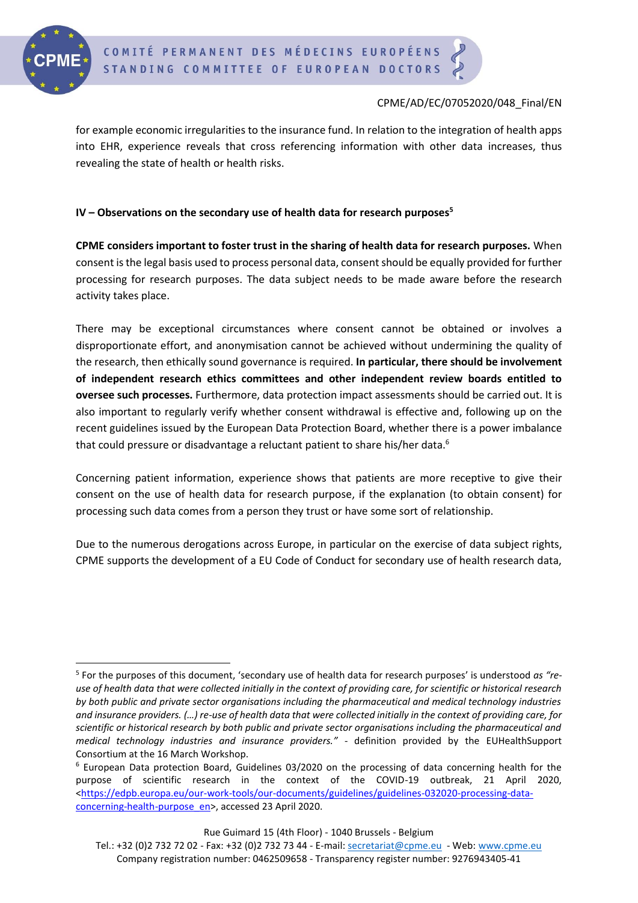for example economic irregularities to the insurance fund. In relation to the integration of health apps into EHR, experience reveals that cross referencing information with other data increases, thus revealing the state of health or health risks.

## IV – Observations on the secondary use of health data for research purposes[5]

**CPME considers important to foster trust in the sharing of health data for research purposes.** When consent is the legal basis used to process personal data, consent should be equally provided for further processing for research purposes. The data subject needs to be made aware before the research activity takes place.

There may be exceptional circumstances where consent cannot be obtained or involves a disproportionate effort, and anonymisation cannot be achieved without undermining the quality of the research, then ethically sound governance is required. **In particular, there should be involvement of independent research ethics committees and other independent review boards entitled to oversee such processes.** Furthermore, data protection impact assessments should be carried out. It is also important to regularly verify whether consent withdrawal is effective and, following up on the recent guidelines issued by the European Data Protection Board, whether there is a power imbalance that could pressure or disadvantage a reluctant patient to share his/her data.[6]

Concerning patient information, experience shows that patients are more receptive to give their consent on the use of health data for research purpose, if the explanation (to obtain consent) for processing such data comes from a person they trust or have some sort of relationship.

Due to the numerous derogations across Europe, in particular on the exercise of data subject rights, CPME supports the development of a EU Code of Conduct for secondary use of health research data,

---

[5] For the purposes of this document, 'secondary use of health data for research purposes' is understood *as "re-use of health data that were collected initially in the context of providing care, for scientific or historical research by both public and private sector organisations including the pharmaceutical and medical technology industries and insurance providers. (…) re-use of health data that were collected initially in the context of providing care, for scientific or historical research by both public and private sector organisations including the pharmaceutical and medical technology industries and insurance providers."* - definition provided by the EUHealthSupport Consortium at the 16 March Workshop.

[6] European Data protection Board, Guidelines 03/2020 on the processing of data concerning health for the purpose of scientific research in the context of the COVID-19 outbreak, 21 April 2020, <https://edpb.europa.eu/our-work-tools/our-documents/guidelines/guidelines-032020-processing-data-concerning-health-purpose_en>, accessed 23 April 2020.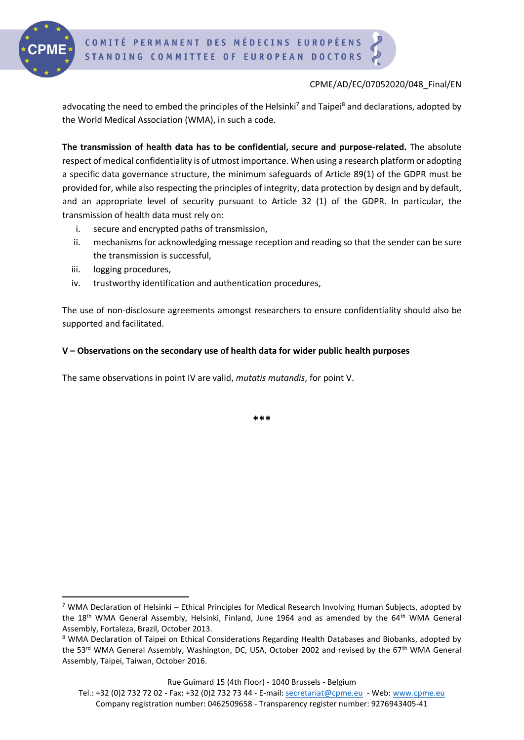advocating the need to embed the principles of the Helsinki[7] and Taipei[8] and declarations, adopted by the World Medical Association (WMA), in such a code.

**The transmission of health data has to be confidential, secure and purpose-related.** The absolute respect of medical confidentiality is of utmost importance. When using a research platform or adopting a specific data governance structure, the minimum safeguards of Article 89(1) of the GDPR must be provided for, while also respecting the principles of integrity, data protection by design and by default, and an appropriate level of security pursuant to Article 32 (1) of the GDPR. In particular, the transmission of health data must rely on:

i. secure and encrypted paths of transmission,
ii. mechanisms for acknowledging message reception and reading so that the sender can be sure the transmission is successful,
iii. logging procedures,
iv. trustworthy identification and authentication procedures,

The use of non-disclosure agreements amongst researchers to ensure confidentiality should also be supported and facilitated.

**V – Observations on the secondary use of health data for wider public health purposes**

The same observations in point IV are valid, *mutatis mutandis*, for point V.

***

[7] WMA Declaration of Helsinki – Ethical Principles for Medical Research Involving Human Subjects, adopted by the 18th WMA General Assembly, Helsinki, Finland, June 1964 and as amended by the 64th WMA General Assembly, Fortaleza, Brazil, October 2013.

[8] WMA Declaration of Taipei on Ethical Considerations Regarding Health Databases and Biobanks, adopted by the 53rd WMA General Assembly, Washington, DC, USA, October 2002 and revised by the 67th WMA General Assembly, Taipei, Taiwan, October 2016.